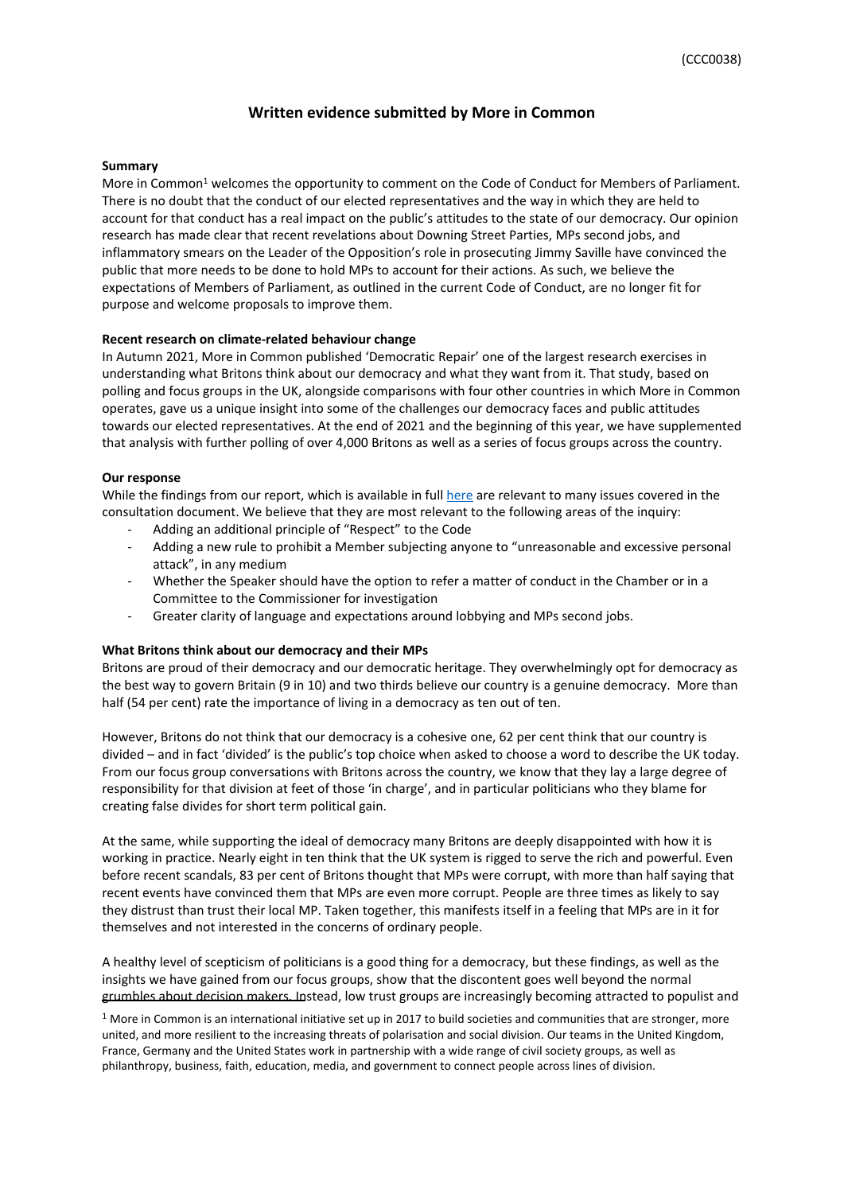(CCC0038)

# Written evidence submitted by More in Common

**Summary**

More in Common[1] welcomes the opportunity to comment on the Code of Conduct for Members of Parliament. There is no doubt that the conduct of our elected representatives and the way in which they are held to account for that conduct has a real impact on the public's attitudes to the state of our democracy. Our opinion research has made clear that recent revelations about Downing Street Parties, MPs second jobs, and inflammatory smears on the Leader of the Opposition's role in prosecuting Jimmy Saville have convinced the public that more needs to be done to hold MPs to account for their actions. As such, we believe the expectations of Members of Parliament, as outlined in the current Code of Conduct, are no longer fit for purpose and welcome proposals to improve them.

**Recent research on climate-related behaviour change**

In Autumn 2021, More in Common published 'Democratic Repair' one of the largest research exercises in understanding what Britons think about our democracy and what they want from it. That study, based on polling and focus groups in the UK, alongside comparisons with four other countries in which More in Common operates, gave us a unique insight into some of the challenges our democracy faces and public attitudes towards our elected representatives. At the end of 2021 and the beginning of this year, we have supplemented that analysis with further polling of over 4,000 Britons as well as a series of focus groups across the country.

**Our response**

While the findings from our report, which is available in full here are relevant to many issues covered in the consultation document. We believe that they are most relevant to the following areas of the inquiry:

- Adding an additional principle of "Respect" to the Code
- Adding a new rule to prohibit a Member subjecting anyone to "unreasonable and excessive personal attack", in any medium
- Whether the Speaker should have the option to refer a matter of conduct in the Chamber or in a Committee to the Commissioner for investigation
- Greater clarity of language and expectations around lobbying and MPs second jobs.

**What Britons think about our democracy and their MPs**

Britons are proud of their democracy and our democratic heritage. They overwhelmingly opt for democracy as the best way to govern Britain (9 in 10) and two thirds believe our country is a genuine democracy. More than half (54 per cent) rate the importance of living in a democracy as ten out of ten.

However, Britons do not think that our democracy is a cohesive one, 62 per cent think that our country is divided – and in fact 'divided' is the public's top choice when asked to choose a word to describe the UK today. From our focus group conversations with Britons across the country, we know that they lay a large degree of responsibility for that division at feet of those 'in charge', and in particular politicians who they blame for creating false divides for short term political gain.

At the same, while supporting the ideal of democracy many Britons are deeply disappointed with how it is working in practice. Nearly eight in ten think that the UK system is rigged to serve the rich and powerful. Even before recent scandals, 83 per cent of Britons thought that MPs were corrupt, with more than half saying that recent events have convinced them that MPs are even more corrupt. People are three times as likely to say they distrust than trust their local MP. Taken together, this manifests itself in a feeling that MPs are in it for themselves and not interested in the concerns of ordinary people.

A healthy level of scepticism of politicians is a good thing for a democracy, but these findings, as well as the insights we have gained from our focus groups, show that the discontent goes well beyond the normal grumbles about decision makers. Instead, low trust groups are increasingly becoming attracted to populist and

[1] More in Common is an international initiative set up in 2017 to build societies and communities that are stronger, more united, and more resilient to the increasing threats of polarisation and social division. Our teams in the United Kingdom, France, Germany and the United States work in partnership with a wide range of civil society groups, as well as philanthropy, business, faith, education, media, and government to connect people across lines of division.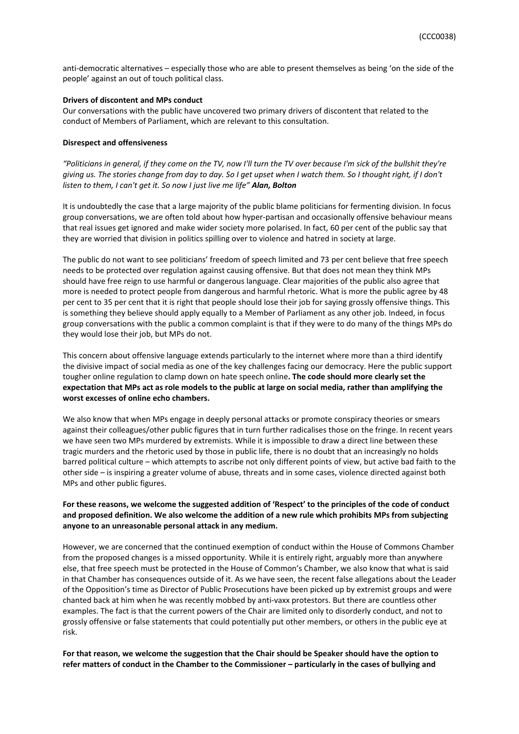anti-democratic alternatives – especially those who are able to present themselves as being 'on the side of the people' against an out of touch political class.

**Drivers of discontent and MPs conduct**

Our conversations with the public have uncovered two primary drivers of discontent that related to the conduct of Members of Parliament, which are relevant to this consultation.

**Disrespect and offensiveness**

*"Politicians in general, if they come on the TV, now I'll turn the TV over because I'm sick of the bullshit they're giving us. The stories change from day to day. So I get upset when I watch them. So I thought right, if I don't listen to them, I can't get it. So now I just live me life"* ***Alan, Bolton***

It is undoubtedly the case that a large majority of the public blame politicians for fermenting division. In focus group conversations, we are often told about how hyper-partisan and occasionally offensive behaviour means that real issues get ignored and make wider society more polarised. In fact, 60 per cent of the public say that they are worried that division in politics spilling over to violence and hatred in society at large.

The public do not want to see politicians' freedom of speech limited and 73 per cent believe that free speech needs to be protected over regulation against causing offensive. But that does not mean they think MPs should have free reign to use harmful or dangerous language. Clear majorities of the public also agree that more is needed to protect people from dangerous and harmful rhetoric. What is more the public agree by 48 per cent to 35 per cent that it is right that people should lose their job for saying grossly offensive things. This is something they believe should apply equally to a Member of Parliament as any other job. Indeed, in focus group conversations with the public a common complaint is that if they were to do many of the things MPs do they would lose their job, but MPs do not.

This concern about offensive language extends particularly to the internet where more than a third identify the divisive impact of social media as one of the key challenges facing our democracy. Here the public support tougher online regulation to clamp down on hate speech online**. The code should more clearly set the expectation that MPs act as role models to the public at large on social media, rather than amplifying the worst excesses of online echo chambers.**

We also know that when MPs engage in deeply personal attacks or promote conspiracy theories or smears against their colleagues/other public figures that in turn further radicalises those on the fringe. In recent years we have seen two MPs murdered by extremists. While it is impossible to draw a direct line between these tragic murders and the rhetoric used by those in public life, there is no doubt that an increasingly no holds barred political culture – which attempts to ascribe not only different points of view, but active bad faith to the other side – is inspiring a greater volume of abuse, threats and in some cases, violence directed against both MPs and other public figures.

**For these reasons, we welcome the suggested addition of 'Respect' to the principles of the code of conduct and proposed definition. We also welcome the addition of a new rule which prohibits MPs from subjecting anyone to an unreasonable personal attack in any medium.**

However, we are concerned that the continued exemption of conduct within the House of Commons Chamber from the proposed changes is a missed opportunity. While it is entirely right, arguably more than anywhere else, that free speech must be protected in the House of Common's Chamber, we also know that what is said in that Chamber has consequences outside of it. As we have seen, the recent false allegations about the Leader of the Opposition's time as Director of Public Prosecutions have been picked up by extremist groups and were chanted back at him when he was recently mobbed by anti-vaxx protestors. But there are countless other examples. The fact is that the current powers of the Chair are limited only to disorderly conduct, and not to grossly offensive or false statements that could potentially put other members, or others in the public eye at risk.

**For that reason, we welcome the suggestion that the Chair should be Speaker should have the option to refer matters of conduct in the Chamber to the Commissioner – particularly in the cases of bullying and**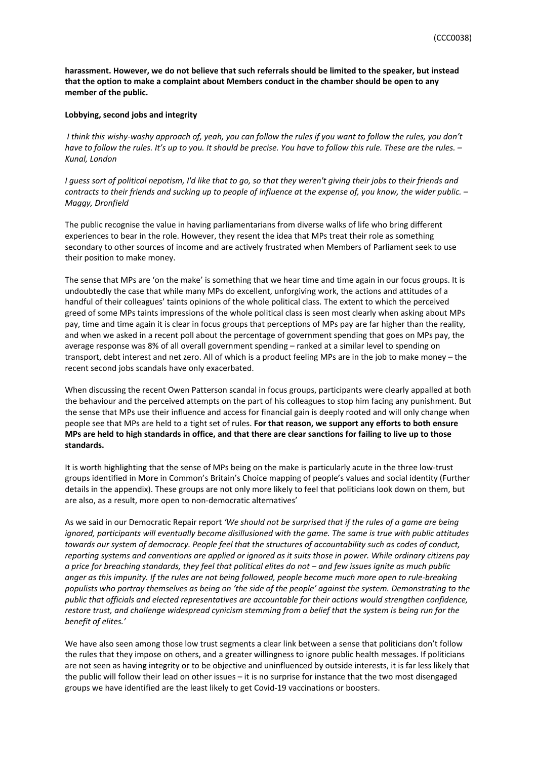**harassment. However, we do not believe that such referrals should be limited to the speaker, but instead that the option to make a complaint about Members conduct in the chamber should be open to any member of the public.**

**Lobbying, second jobs and integrity**

*I think this wishy-washy approach of, yeah, you can follow the rules if you want to follow the rules, you don't have to follow the rules. It's up to you. It should be precise. You have to follow this rule. These are the rules. – Kunal, London*

*I guess sort of political nepotism, I'd like that to go, so that they weren't giving their jobs to their friends and contracts to their friends and sucking up to people of influence at the expense of, you know, the wider public. – Maggy, Dronfield*

The public recognise the value in having parliamentarians from diverse walks of life who bring different experiences to bear in the role. However, they resent the idea that MPs treat their role as something secondary to other sources of income and are actively frustrated when Members of Parliament seek to use their position to make money.

The sense that MPs are 'on the make' is something that we hear time and time again in our focus groups. It is undoubtedly the case that while many MPs do excellent, unforgiving work, the actions and attitudes of a handful of their colleagues' taints opinions of the whole political class. The extent to which the perceived greed of some MPs taints impressions of the whole political class is seen most clearly when asking about MPs pay, time and time again it is clear in focus groups that perceptions of MPs pay are far higher than the reality, and when we asked in a recent poll about the percentage of government spending that goes on MPs pay, the average response was 8% of all overall government spending – ranked at a similar level to spending on transport, debt interest and net zero. All of which is a product feeling MPs are in the job to make money – the recent second jobs scandals have only exacerbated.

When discussing the recent Owen Patterson scandal in focus groups, participants were clearly appalled at both the behaviour and the perceived attempts on the part of his colleagues to stop him facing any punishment. But the sense that MPs use their influence and access for financial gain is deeply rooted and will only change when people see that MPs are held to a tight set of rules. **For that reason, we support any efforts to both ensure MPs are held to high standards in office, and that there are clear sanctions for failing to live up to those standards.**

It is worth highlighting that the sense of MPs being on the make is particularly acute in the three low-trust groups identified in More in Common's Britain's Choice mapping of people's values and social identity (Further details in the appendix). These groups are not only more likely to feel that politicians look down on them, but are also, as a result, more open to non-democratic alternatives'

As we said in our Democratic Repair report *'We should not be surprised that if the rules of a game are being ignored, participants will eventually become disillusioned with the game. The same is true with public attitudes towards our system of democracy. People feel that the structures of accountability such as codes of conduct, reporting systems and conventions are applied or ignored as it suits those in power. While ordinary citizens pay a price for breaching standards, they feel that political elites do not – and few issues ignite as much public anger as this impunity. If the rules are not being followed, people become much more open to rule-breaking populists who portray themselves as being on 'the side of the people' against the system. Demonstrating to the public that officials and elected representatives are accountable for their actions would strengthen confidence, restore trust, and challenge widespread cynicism stemming from a belief that the system is being run for the benefit of elites.'*

We have also seen among those low trust segments a clear link between a sense that politicians don't follow the rules that they impose on others, and a greater willingness to ignore public health messages. If politicians are not seen as having integrity or to be objective and uninfluenced by outside interests, it is far less likely that the public will follow their lead on other issues – it is no surprise for instance that the two most disengaged groups we have identified are the least likely to get Covid-19 vaccinations or boosters.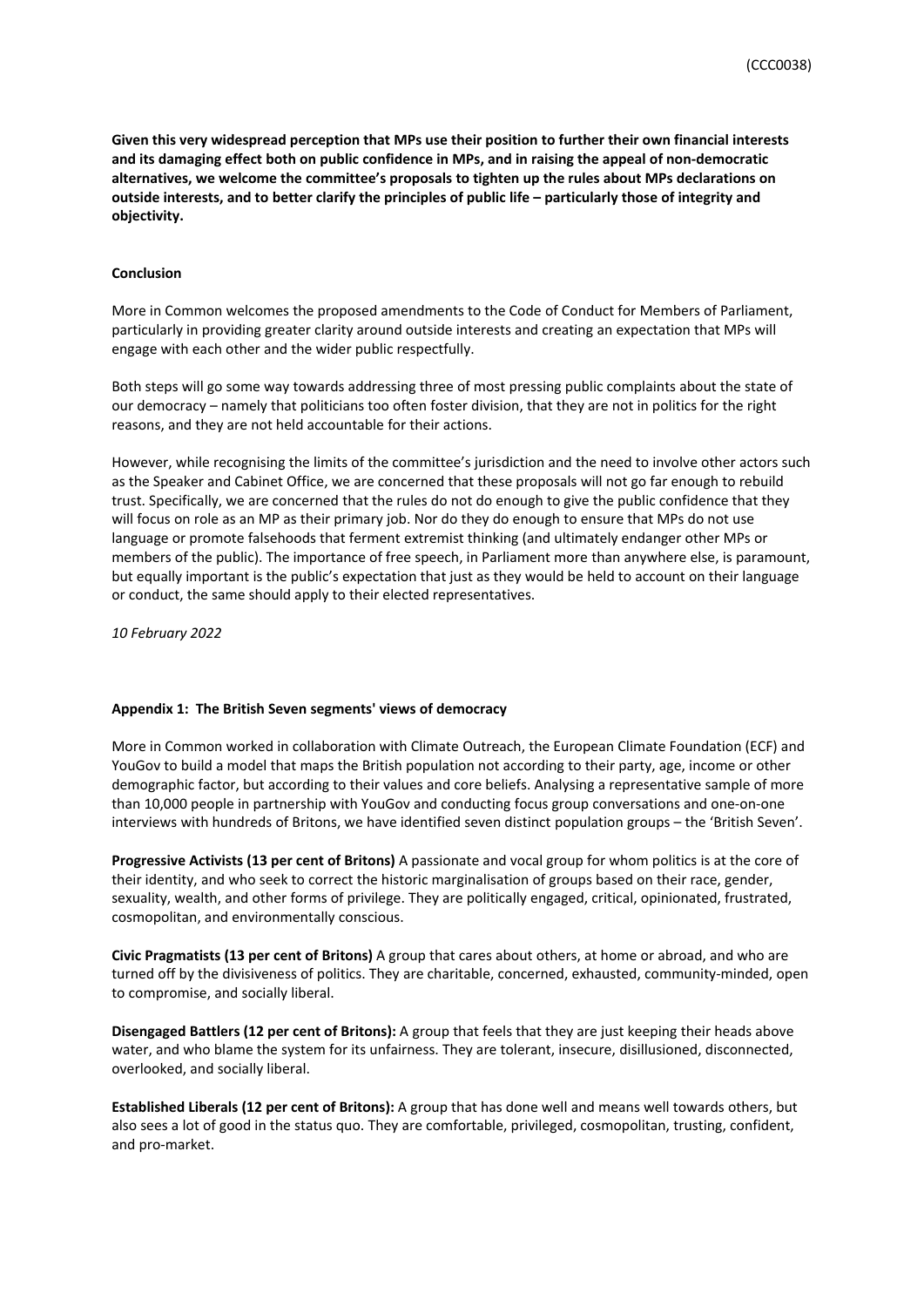**Given this very widespread perception that MPs use their position to further their own financial interests and its damaging effect both on public confidence in MPs, and in raising the appeal of non-democratic alternatives, we welcome the committee's proposals to tighten up the rules about MPs declarations on outside interests, and to better clarify the principles of public life – particularly those of integrity and objectivity.**

**Conclusion**

More in Common welcomes the proposed amendments to the Code of Conduct for Members of Parliament, particularly in providing greater clarity around outside interests and creating an expectation that MPs will engage with each other and the wider public respectfully.

Both steps will go some way towards addressing three of most pressing public complaints about the state of our democracy – namely that politicians too often foster division, that they are not in politics for the right reasons, and they are not held accountable for their actions.

However, while recognising the limits of the committee's jurisdiction and the need to involve other actors such as the Speaker and Cabinet Office, we are concerned that these proposals will not go far enough to rebuild trust. Specifically, we are concerned that the rules do not do enough to give the public confidence that they will focus on role as an MP as their primary job. Nor do they do enough to ensure that MPs do not use language or promote falsehoods that ferment extremist thinking (and ultimately endanger other MPs or members of the public). The importance of free speech, in Parliament more than anywhere else, is paramount, but equally important is the public's expectation that just as they would be held to account on their language or conduct, the same should apply to their elected representatives.

*10 February 2022*

**Appendix 1: The British Seven segments' views of democracy**

More in Common worked in collaboration with Climate Outreach, the European Climate Foundation (ECF) and YouGov to build a model that maps the British population not according to their party, age, income or other demographic factor, but according to their values and core beliefs. Analysing a representative sample of more than 10,000 people in partnership with YouGov and conducting focus group conversations and one-on-one interviews with hundreds of Britons, we have identified seven distinct population groups – the 'British Seven'.

**Progressive Activists (13 per cent of Britons)** A passionate and vocal group for whom politics is at the core of their identity, and who seek to correct the historic marginalisation of groups based on their race, gender, sexuality, wealth, and other forms of privilege. They are politically engaged, critical, opinionated, frustrated, cosmopolitan, and environmentally conscious.

**Civic Pragmatists (13 per cent of Britons)** A group that cares about others, at home or abroad, and who are turned off by the divisiveness of politics. They are charitable, concerned, exhausted, community-minded, open to compromise, and socially liberal.

**Disengaged Battlers (12 per cent of Britons):** A group that feels that they are just keeping their heads above water, and who blame the system for its unfairness. They are tolerant, insecure, disillusioned, disconnected, overlooked, and socially liberal.

**Established Liberals (12 per cent of Britons):** A group that has done well and means well towards others, but also sees a lot of good in the status quo. They are comfortable, privileged, cosmopolitan, trusting, confident, and pro-market.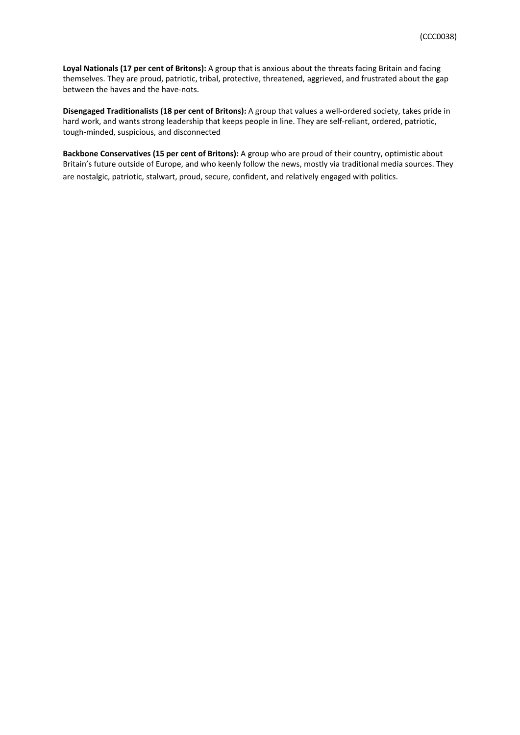**Loyal Nationals (17 per cent of Britons):** A group that is anxious about the threats facing Britain and facing themselves. They are proud, patriotic, tribal, protective, threatened, aggrieved, and frustrated about the gap between the haves and the have-nots.

**Disengaged Traditionalists (18 per cent of Britons):** A group that values a well-ordered society, takes pride in hard work, and wants strong leadership that keeps people in line. They are self-reliant, ordered, patriotic, tough-minded, suspicious, and disconnected

**Backbone Conservatives (15 per cent of Britons):** A group who are proud of their country, optimistic about Britain's future outside of Europe, and who keenly follow the news, mostly via traditional media sources. They are nostalgic, patriotic, stalwart, proud, secure, confident, and relatively engaged with politics.